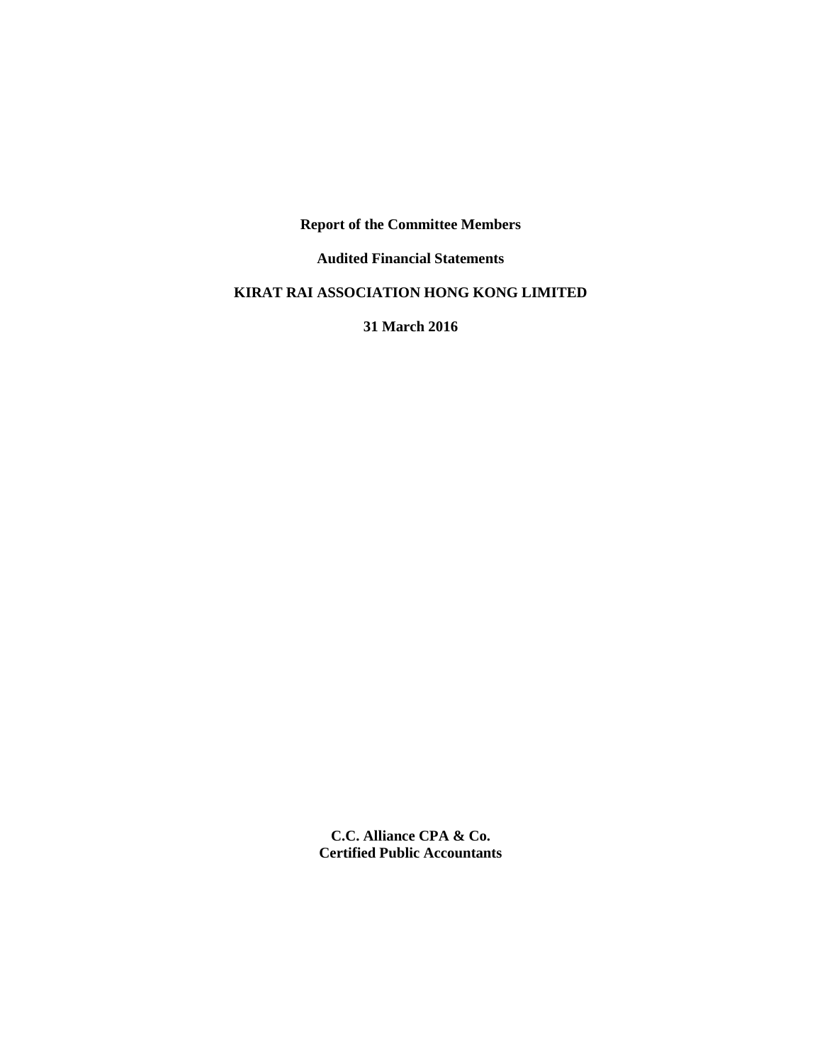**Report of the Committee Members**

**Audited Financial Statements**

**KIRAT RAI ASSOCIATION HONG KONG LIMITED**

**31 March 2016**

**C.C. Alliance CPA & Co.**
**Certified Public Accountants**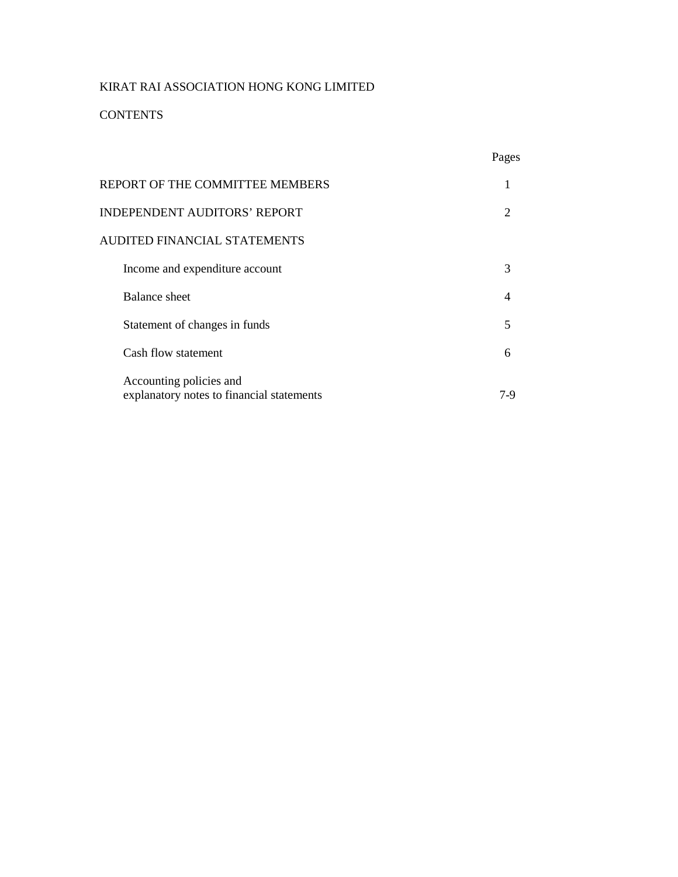KIRAT RAI ASSOCIATION HONG KONG LIMITED

CONTENTS

| | Pages |
|---|---|
| REPORT OF THE COMMITTEE MEMBERS | 1 |
| INDEPENDENT AUDITORS' REPORT | 2 |
| AUDITED FINANCIAL STATEMENTS | |
| Income and expenditure account | 3 |
| Balance sheet | 4 |
| Statement of changes in funds | 5 |
| Cash flow statement | 6 |
| Accounting policies and explanatory notes to financial statements | 7-9 |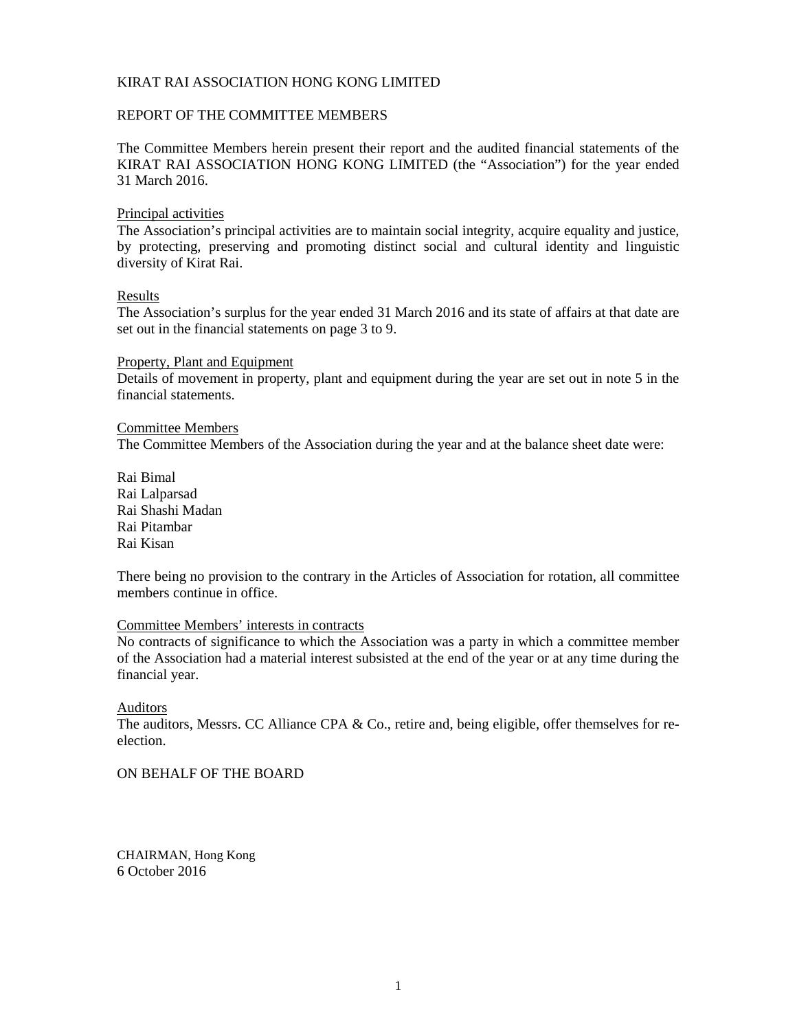KIRAT RAI ASSOCIATION HONG KONG LIMITED

REPORT OF THE COMMITTEE MEMBERS

The Committee Members herein present their report and the audited financial statements of the KIRAT RAI ASSOCIATION HONG KONG LIMITED (the "Association") for the year ended 31 March 2016.

Principal activities

The Association's principal activities are to maintain social integrity, acquire equality and justice, by protecting, preserving and promoting distinct social and cultural identity and linguistic diversity of Kirat Rai.

Results

The Association's surplus for the year ended 31 March 2016 and its state of affairs at that date are set out in the financial statements on page 3 to 9.

Property, Plant and Equipment

Details of movement in property, plant and equipment during the year are set out in note 5 in the financial statements.

Committee Members

The Committee Members of the Association during the year and at the balance sheet date were:

Rai Bimal
Rai Lalparsad
Rai Shashi Madan
Rai Pitambar
Rai Kisan

There being no provision to the contrary in the Articles of Association for rotation, all committee members continue in office.

Committee Members' interests in contracts

No contracts of significance to which the Association was a party in which a committee member of the Association had a material interest subsisted at the end of the year or at any time during the financial year.

Auditors

The auditors, Messrs. CC Alliance CPA & Co., retire and, being eligible, offer themselves for re-election.

ON BEHALF OF THE BOARD

CHAIRMAN, Hong Kong
6 October 2016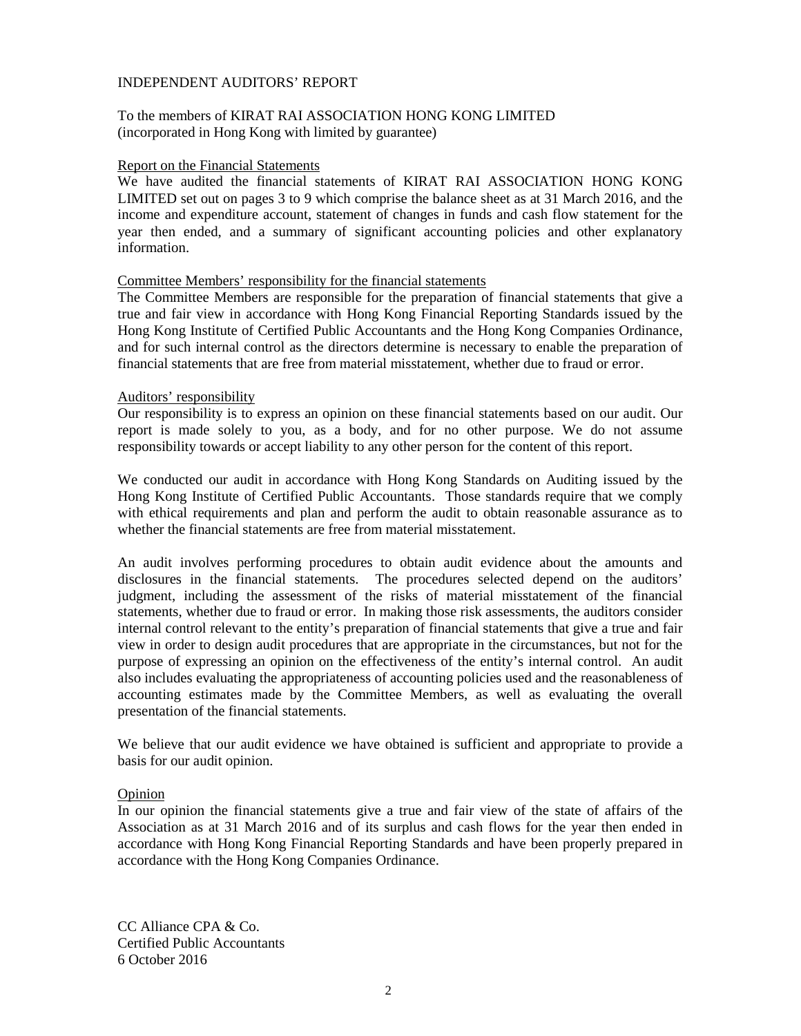INDEPENDENT AUDITORS' REPORT

To the members of KIRAT RAI ASSOCIATION HONG KONG LIMITED
(incorporated in Hong Kong with limited by guarantee)

Report on the Financial Statements

We have audited the financial statements of KIRAT RAI ASSOCIATION HONG KONG LIMITED set out on pages 3 to 9 which comprise the balance sheet as at 31 March 2016, and the income and expenditure account, statement of changes in funds and cash flow statement for the year then ended, and a summary of significant accounting policies and other explanatory information.

Committee Members' responsibility for the financial statements

The Committee Members are responsible for the preparation of financial statements that give a true and fair view in accordance with Hong Kong Financial Reporting Standards issued by the Hong Kong Institute of Certified Public Accountants and the Hong Kong Companies Ordinance, and for such internal control as the directors determine is necessary to enable the preparation of financial statements that are free from material misstatement, whether due to fraud or error.

Auditors' responsibility

Our responsibility is to express an opinion on these financial statements based on our audit. Our report is made solely to you, as a body, and for no other purpose. We do not assume responsibility towards or accept liability to any other person for the content of this report.

We conducted our audit in accordance with Hong Kong Standards on Auditing issued by the Hong Kong Institute of Certified Public Accountants. Those standards require that we comply with ethical requirements and plan and perform the audit to obtain reasonable assurance as to whether the financial statements are free from material misstatement.

An audit involves performing procedures to obtain audit evidence about the amounts and disclosures in the financial statements. The procedures selected depend on the auditors' judgment, including the assessment of the risks of material misstatement of the financial statements, whether due to fraud or error. In making those risk assessments, the auditors consider internal control relevant to the entity's preparation of financial statements that give a true and fair view in order to design audit procedures that are appropriate in the circumstances, but not for the purpose of expressing an opinion on the effectiveness of the entity's internal control. An audit also includes evaluating the appropriateness of accounting policies used and the reasonableness of accounting estimates made by the Committee Members, as well as evaluating the overall presentation of the financial statements.

We believe that our audit evidence we have obtained is sufficient and appropriate to provide a basis for our audit opinion.

Opinion

In our opinion the financial statements give a true and fair view of the state of affairs of the Association as at 31 March 2016 and of its surplus and cash flows for the year then ended in accordance with Hong Kong Financial Reporting Standards and have been properly prepared in accordance with the Hong Kong Companies Ordinance.

CC Alliance CPA & Co.
Certified Public Accountants
6 October 2016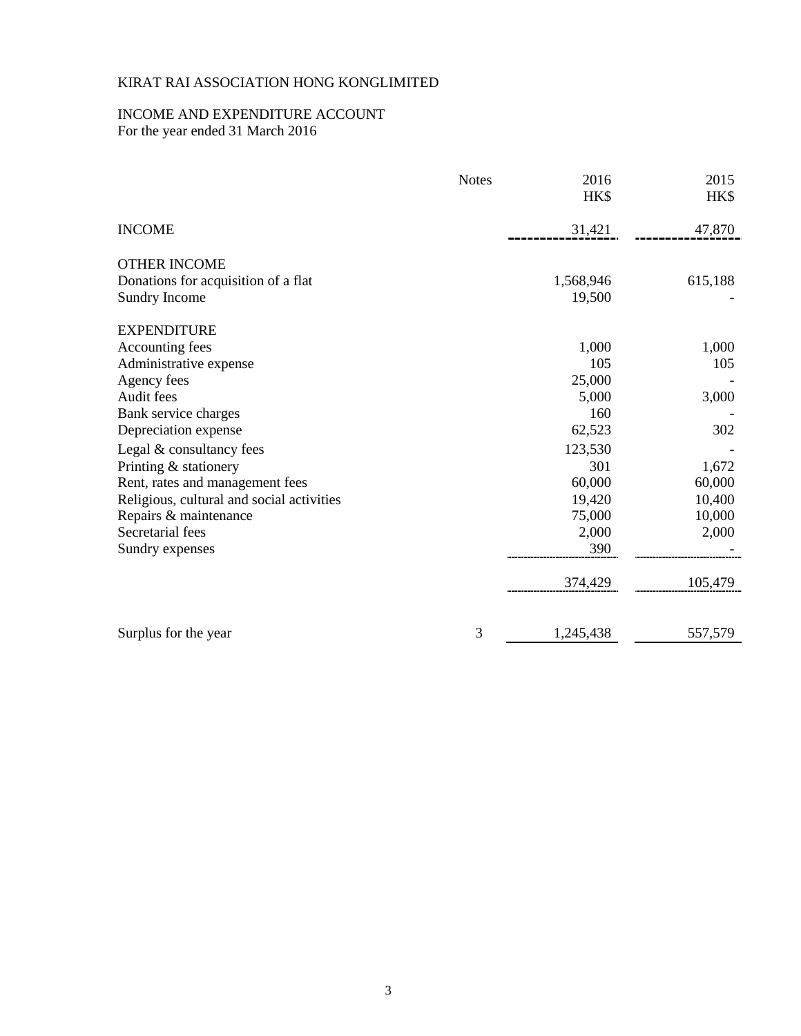KIRAT RAI ASSOCIATION HONG KONGLIMITED

INCOME AND EXPENDITURE ACCOUNT
For the year ended 31 March 2016

| | Notes | 2016 HK$ | 2015 HK$ |
|---|---|---|---|
| INCOME | | 31,421 | 47,870 |
| | | | |
| OTHER INCOME | | | |
| Donations for acquisition of a flat | | 1,568,946 | 615,188 |
| Sundry Income | | 19,500 | - |
| | | | |
| EXPENDITURE | | | |
| Accounting fees | | 1,000 | 1,000 |
| Administrative expense | | 105 | 105 |
| Agency fees | | 25,000 | - |
| Audit fees | | 5,000 | 3,000 |
| Bank service charges | | 160 | - |
| Depreciation expense | | 62,523 | 302 |
| Legal & consultancy fees | | 123,530 | - |
| Printing & stationery | | 301 | 1,672 |
| Rent, rates and management fees | | 60,000 | 60,000 |
| Religious, cultural and social activities | | 19,420 | 10,400 |
| Repairs & maintenance | | 75,000 | 10,000 |
| Secretarial fees | | 2,000 | 2,000 |
| Sundry expenses | | 390 | - |
| | | 374,429 | 105,479 |
| | | | |
| Surplus for the year | 3 | 1,245,438 | 557,579 |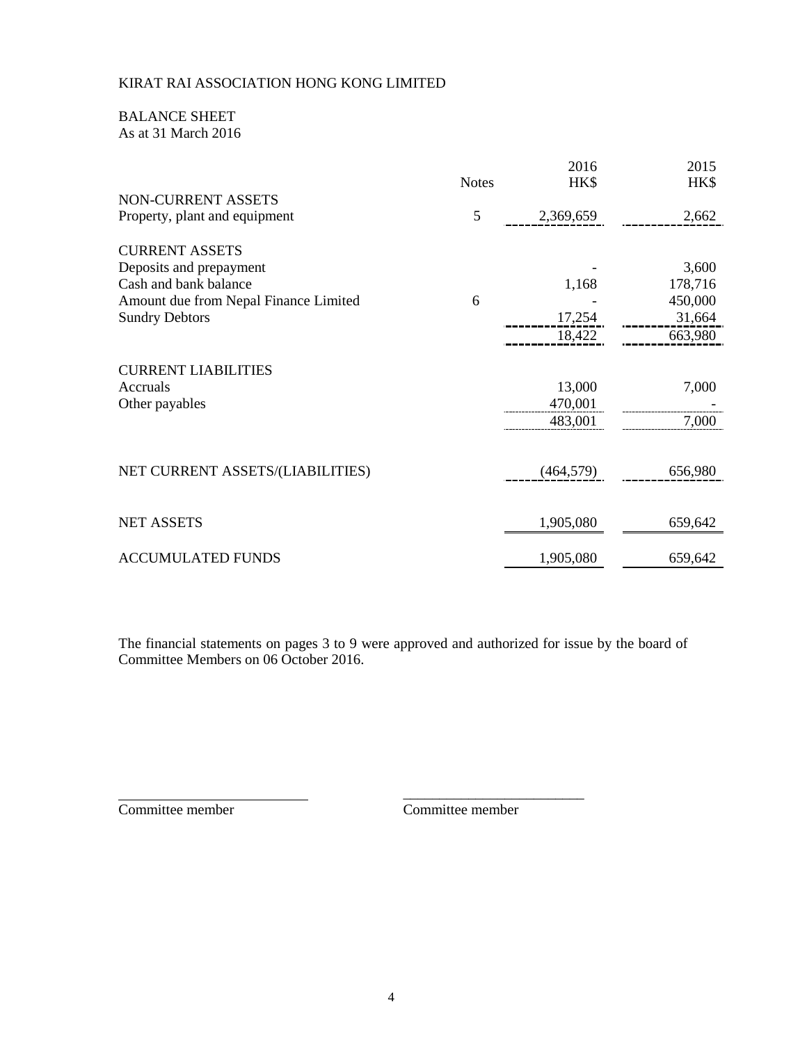KIRAT RAI ASSOCIATION HONG KONG LIMITED

BALANCE SHEET
As at 31 March 2016

| | Notes | 2016<br>HK$ | 2015<br>HK$ |
|---|---|---|---|
| **NON-CURRENT ASSETS** | | | |
| Property, plant and equipment | 5 | 2,369,659 | 2,662 |
| | | | |
| **CURRENT ASSETS** | | | |
| Deposits and prepayment | | - | 3,600 |
| Cash and bank balance | | 1,168 | 178,716 |
| Amount due from Nepal Finance Limited | 6 | - | 450,000 |
| Sundry Debtors | | 17,254 | 31,664 |
| | | 18,422 | 663,980 |
| | | | |
| **CURRENT LIABILITIES** | | | |
| Accruals | | 13,000 | 7,000 |
| Other payables | | 470,001 | - |
| | | 483,001 | 7,000 |
| | | | |
| NET CURRENT ASSETS/(LIABILITIES) | | (464,579) | 656,980 |
| | | | |
| NET ASSETS | | 1,905,080 | 659,642 |
| | | | |
| ACCUMULATED FUNDS | | 1,905,080 | 659,642 |

The financial statements on pages 3 to 9 were approved and authorized for issue by the board of Committee Members on 06 October 2016.

\_\_\_\_\_\_\_\_\_\_\_\_\_\_\_\_\_\_\_\_\_\_\_\_\_\_ \_\_\_\_\_\_\_\_\_\_\_\_\_\_\_\_\_\_\_\_\_\_\_\_\_\_

Committee member Committee member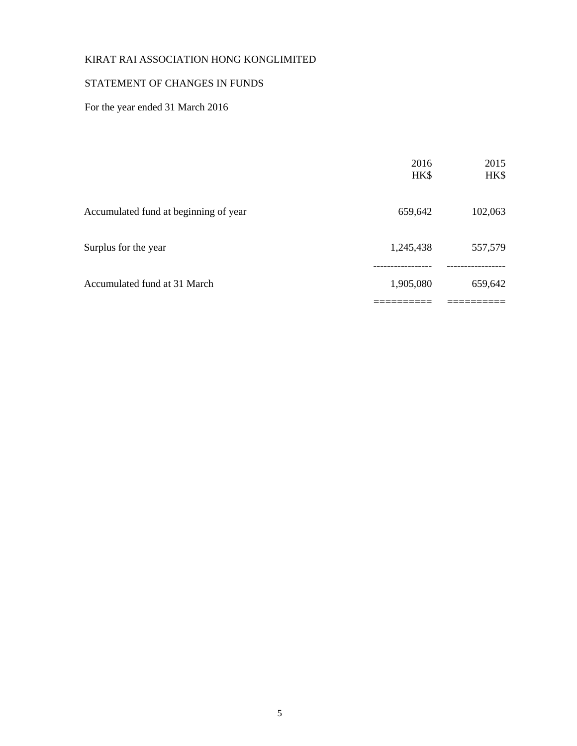KIRAT RAI ASSOCIATION HONG KONGLIMITED

STATEMENT OF CHANGES IN FUNDS

For the year ended 31 March 2016

| | 2016<br>HK$ | 2015<br>HK$ |
|---|---:|---:|
| Accumulated fund at beginning of year | 659,642 | 102,063 |
| Surplus for the year | 1,245,438 | 557,579 |
| Accumulated fund at 31 March | 1,905,080 | 659,642 |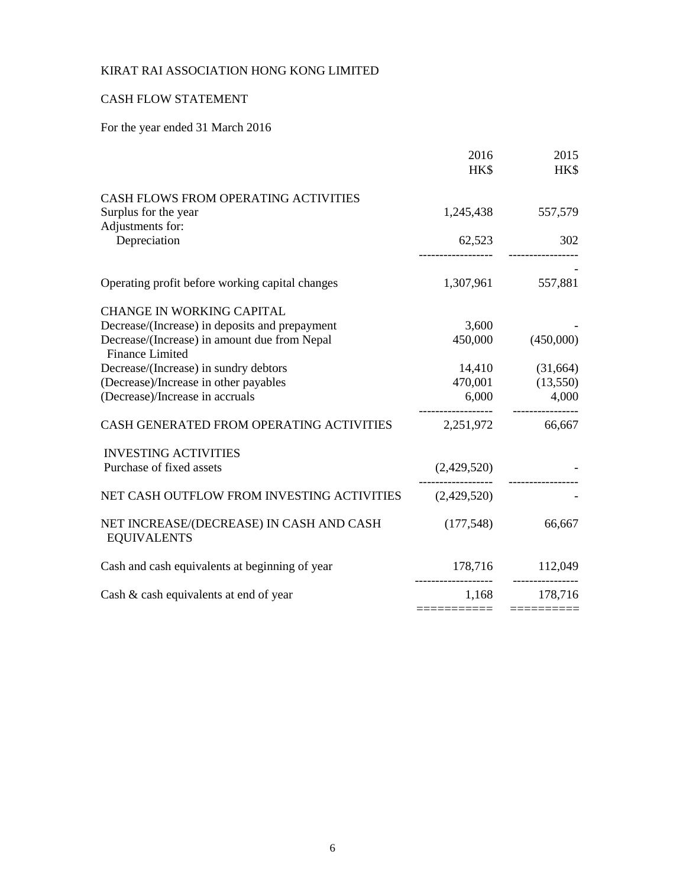KIRAT RAI ASSOCIATION HONG KONG LIMITED

CASH FLOW STATEMENT

For the year ended 31 March 2016

| | 2016 HK$ | 2015 HK$ |
|---|---|---|
| CASH FLOWS FROM OPERATING ACTIVITIES | | |
| Surplus for the year | 1,245,438 | 557,579 |
| Adjustments for: | | |
| Depreciation | 62,523 | 302 |
| Operating profit before working capital changes | 1,307,961 | 557,881 |
| CHANGE IN WORKING CAPITAL | | |
| Decrease/(Increase) in deposits and prepayment | 3,600 | - |
| Decrease/(Increase) in amount due from Nepal Finance Limited | 450,000 | (450,000) |
| Decrease/(Increase) in sundry debtors | 14,410 | (31,664) |
| (Decrease)/Increase in other payables | 470,001 | (13,550) |
| (Decrease)/Increase in accruals | 6,000 | 4,000 |
| CASH GENERATED FROM OPERATING ACTIVITIES | 2,251,972 | 66,667 |
| INVESTING ACTIVITIES | | |
| Purchase of fixed assets | (2,429,520) | - |
| NET CASH OUTFLOW FROM INVESTING ACTIVITIES | (2,429,520) | - |
| NET INCREASE/(DECREASE) IN CASH AND CASH EQUIVALENTS | (177,548) | 66,667 |
| Cash and cash equivalents at beginning of year | 178,716 | 112,049 |
| Cash & cash equivalents at end of year | 1,168 | 178,716 |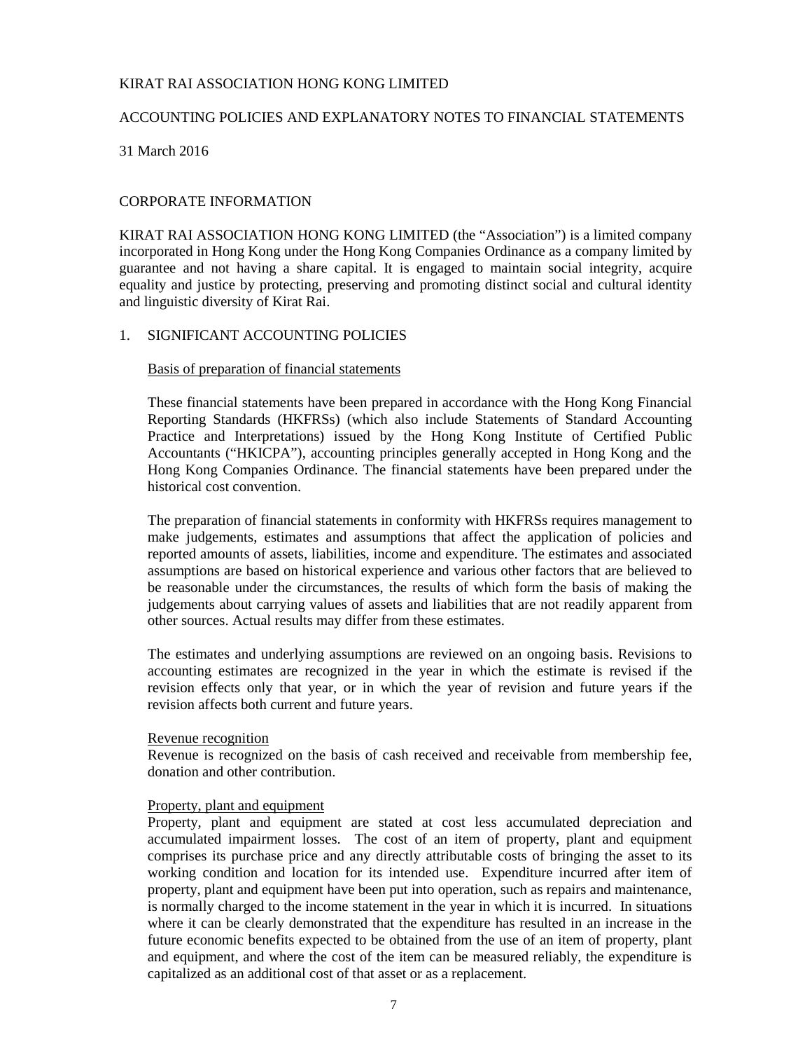KIRAT RAI ASSOCIATION HONG KONG LIMITED

ACCOUNTING POLICIES AND EXPLANATORY NOTES TO FINANCIAL STATEMENTS

31 March 2016

## CORPORATE INFORMATION

KIRAT RAI ASSOCIATION HONG KONG LIMITED (the "Association") is a limited company incorporated in Hong Kong under the Hong Kong Companies Ordinance as a company limited by guarantee and not having a share capital. It is engaged to maintain social integrity, acquire equality and justice by protecting, preserving and promoting distinct social and cultural identity and linguistic diversity of Kirat Rai.

## 1. SIGNIFICANT ACCOUNTING POLICIES

### Basis of preparation of financial statements

These financial statements have been prepared in accordance with the Hong Kong Financial Reporting Standards (HKFRSs) (which also include Statements of Standard Accounting Practice and Interpretations) issued by the Hong Kong Institute of Certified Public Accountants ("HKICPA"), accounting principles generally accepted in Hong Kong and the Hong Kong Companies Ordinance. The financial statements have been prepared under the historical cost convention.

The preparation of financial statements in conformity with HKFRSs requires management to make judgements, estimates and assumptions that affect the application of policies and reported amounts of assets, liabilities, income and expenditure. The estimates and associated assumptions are based on historical experience and various other factors that are believed to be reasonable under the circumstances, the results of which form the basis of making the judgements about carrying values of assets and liabilities that are not readily apparent from other sources. Actual results may differ from these estimates.

The estimates and underlying assumptions are reviewed on an ongoing basis. Revisions to accounting estimates are recognized in the year in which the estimate is revised if the revision effects only that year, or in which the year of revision and future years if the revision affects both current and future years.

### Revenue recognition

Revenue is recognized on the basis of cash received and receivable from membership fee, donation and other contribution.

### Property, plant and equipment

Property, plant and equipment are stated at cost less accumulated depreciation and accumulated impairment losses. The cost of an item of property, plant and equipment comprises its purchase price and any directly attributable costs of bringing the asset to its working condition and location for its intended use. Expenditure incurred after item of property, plant and equipment have been put into operation, such as repairs and maintenance, is normally charged to the income statement in the year in which it is incurred. In situations where it can be clearly demonstrated that the expenditure has resulted in an increase in the future economic benefits expected to be obtained from the use of an item of property, plant and equipment, and where the cost of the item can be measured reliably, the expenditure is capitalized as an additional cost of that asset or as a replacement.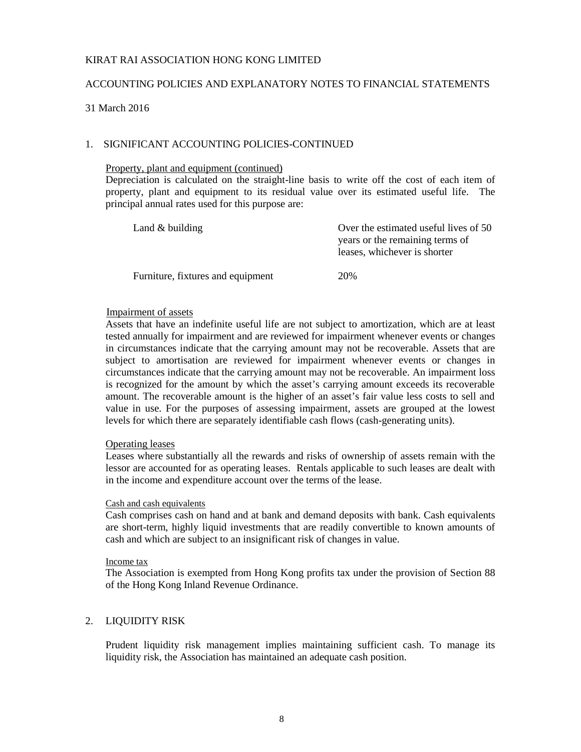KIRAT RAI ASSOCIATION HONG KONG LIMITED

ACCOUNTING POLICIES AND EXPLANATORY NOTES TO FINANCIAL STATEMENTS

31 March 2016

## 1. SIGNIFICANT ACCOUNTING POLICIES-CONTINUED

Property, plant and equipment (continued)

Depreciation is calculated on the straight-line basis to write off the cost of each item of property, plant and equipment to its residual value over its estimated useful life. The principal annual rates used for this purpose are:

| | |
|---|---|
| Land & building | Over the estimated useful lives of 50 years or the remaining terms of leases, whichever is shorter |
| Furniture, fixtures and equipment | 20% |

Impairment of assets

Assets that have an indefinite useful life are not subject to amortization, which are at least tested annually for impairment and are reviewed for impairment whenever events or changes in circumstances indicate that the carrying amount may not be recoverable. Assets that are subject to amortisation are reviewed for impairment whenever events or changes in circumstances indicate that the carrying amount may not be recoverable. An impairment loss is recognized for the amount by which the asset's carrying amount exceeds its recoverable amount. The recoverable amount is the higher of an asset's fair value less costs to sell and value in use. For the purposes of assessing impairment, assets are grouped at the lowest levels for which there are separately identifiable cash flows (cash-generating units).

Operating leases

Leases where substantially all the rewards and risks of ownership of assets remain with the lessor are accounted for as operating leases. Rentals applicable to such leases are dealt with in the income and expenditure account over the terms of the lease.

Cash and cash equivalents

Cash comprises cash on hand and at bank and demand deposits with bank. Cash equivalents are short-term, highly liquid investments that are readily convertible to known amounts of cash and which are subject to an insignificant risk of changes in value.

Income tax

The Association is exempted from Hong Kong profits tax under the provision of Section 88 of the Hong Kong Inland Revenue Ordinance.

## 2. LIQUIDITY RISK

Prudent liquidity risk management implies maintaining sufficient cash. To manage its liquidity risk, the Association has maintained an adequate cash position.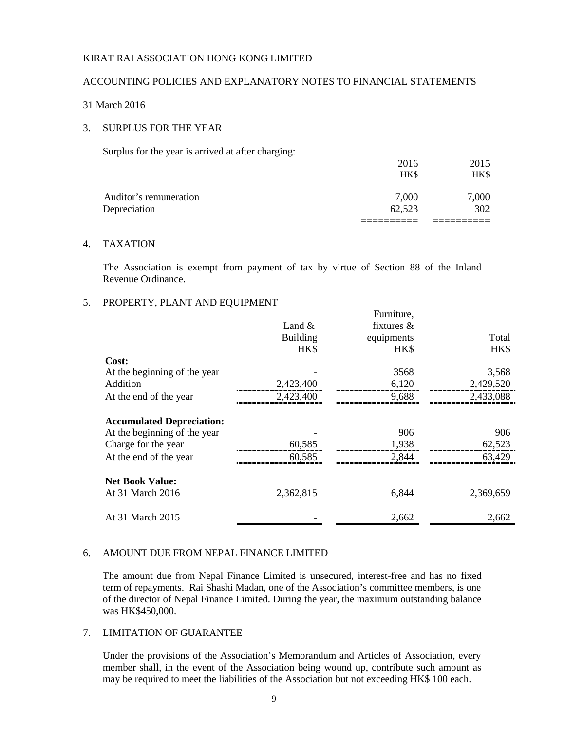KIRAT RAI ASSOCIATION HONG KONG LIMITED

ACCOUNTING POLICIES AND EXPLANATORY NOTES TO FINANCIAL STATEMENTS

31 March 2016

## 3. SURPLUS FOR THE YEAR

Surplus for the year is arrived at after charging:

| | 2016 HK$ | 2015 HK$ |
|---|---|---|
| Auditor's remuneration | 7,000 | 7,000 |
| Depreciation | 62,523 | 302 |

## 4. TAXATION

The Association is exempt from payment of tax by virtue of Section 88 of the Inland Revenue Ordinance.

## 5. PROPERTY, PLANT AND EQUIPMENT

| | Land & Building HK$ | Furniture, fixtures & equipments HK$ | Total HK$ |
|---|---|---|---|
| **Cost:** | | | |
| At the beginning of the year | - | 3568 | 3,568 |
| Addition | 2,423,400 | 6,120 | 2,429,520 |
| At the end of the year | 2,423,400 | 9,688 | 2,433,088 |
| **Accumulated Depreciation:** | | | |
| At the beginning of the year | - | 906 | 906 |
| Charge for the year | 60,585 | 1,938 | 62,523 |
| At the end of the year | 60,585 | 2,844 | 63,429 |
| **Net Book Value:** | | | |
| At 31 March 2016 | 2,362,815 | 6,844 | 2,369,659 |
| At 31 March 2015 | - | 2,662 | 2,662 |

## 6. AMOUNT DUE FROM NEPAL FINANCE LIMITED

The amount due from Nepal Finance Limited is unsecured, interest-free and has no fixed term of repayments. Rai Shashi Madan, one of the Association's committee members, is one of the director of Nepal Finance Limited. During the year, the maximum outstanding balance was HK$450,000.

## 7. LIMITATION OF GUARANTEE

Under the provisions of the Association's Memorandum and Articles of Association, every member shall, in the event of the Association being wound up, contribute such amount as may be required to meet the liabilities of the Association but not exceeding HK$ 100 each.